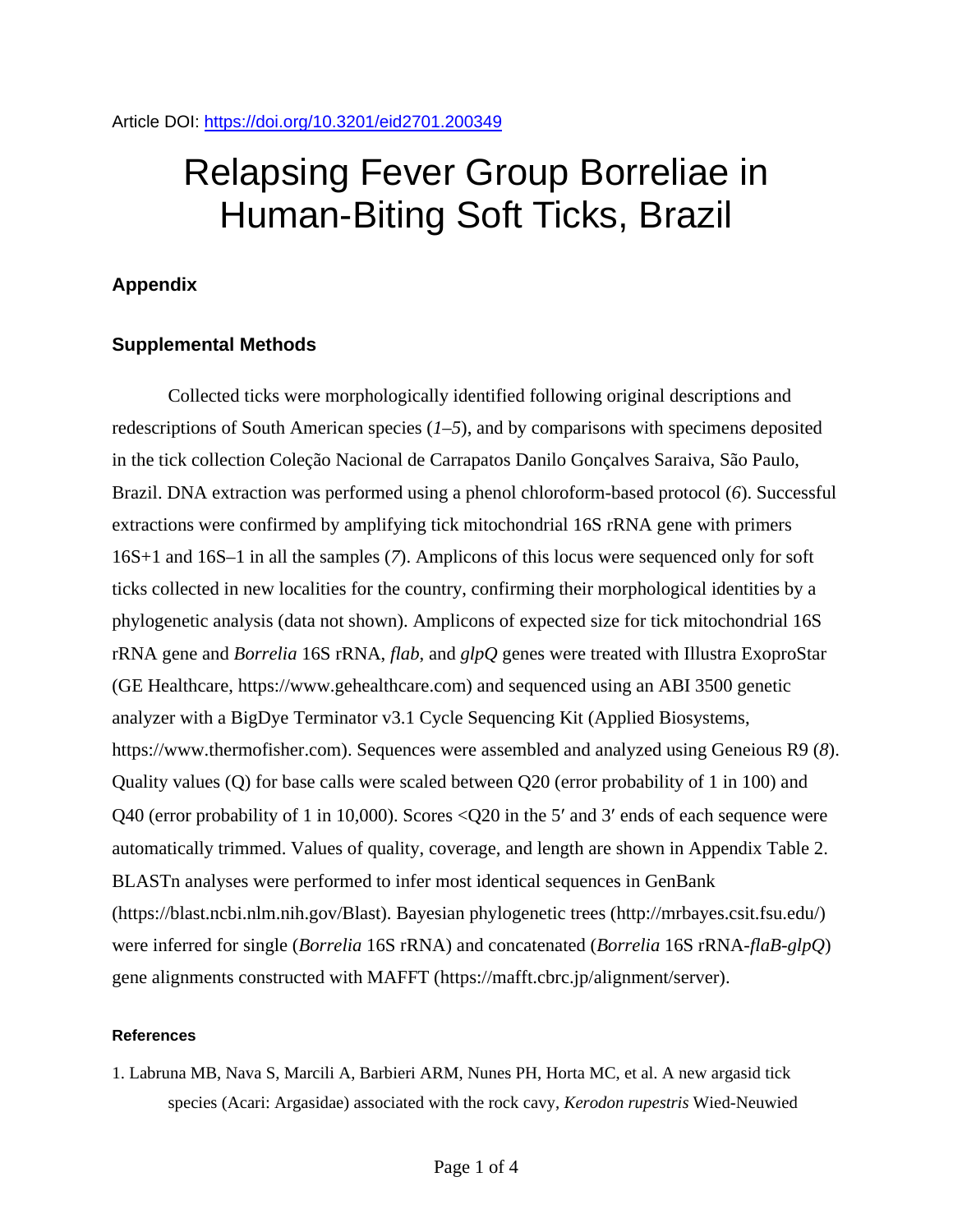Article DOI: https://doi.org/10.3201/eid2701.200349

# Relapsing Fever Group Borreliae in Human-Biting Soft Ticks, Brazil

## Appendix

### Supplemental Methods

Collected ticks were morphologically identified following original descriptions and redescriptions of South American species (*1–5*), and by comparisons with specimens deposited in the tick collection Coleção Nacional de Carrapatos Danilo Gonçalves Saraiva, São Paulo, Brazil. DNA extraction was performed using a phenol chloroform-based protocol (*6*). Successful extractions were confirmed by amplifying tick mitochondrial 16S rRNA gene with primers 16S+1 and 16S–1 in all the samples (*7*). Amplicons of this locus were sequenced only for soft ticks collected in new localities for the country, confirming their morphological identities by a phylogenetic analysis (data not shown). Amplicons of expected size for tick mitochondrial 16S rRNA gene and *Borrelia* 16S rRNA, *flab*, and *glpQ* genes were treated with Illustra ExoproStar (GE Healthcare, https://www.gehealthcare.com) and sequenced using an ABI 3500 genetic analyzer with a BigDye Terminator v3.1 Cycle Sequencing Kit (Applied Biosystems, https://www.thermofisher.com). Sequences were assembled and analyzed using Geneious R9 (*8*). Quality values (Q) for base calls were scaled between Q20 (error probability of 1 in 100) and Q40 (error probability of 1 in 10,000). Scores <Q20 in the 5′ and 3′ ends of each sequence were automatically trimmed. Values of quality, coverage, and length are shown in Appendix Table 2. BLASTn analyses were performed to infer most identical sequences in GenBank (https://blast.ncbi.nlm.nih.gov/Blast). Bayesian phylogenetic trees (http://mrbayes.csit.fsu.edu/) were inferred for single (*Borrelia* 16S rRNA) and concatenated (*Borrelia* 16S rRNA-*flaB*-*glpQ*) gene alignments constructed with MAFFT (https://mafft.cbrc.jp/alignment/server).

#### References

1. Labruna MB, Nava S, Marcili A, Barbieri ARM, Nunes PH, Horta MC, et al. A new argasid tick species (Acari: Argasidae) associated with the rock cavy, *Kerodon rupestris* Wied-Neuwied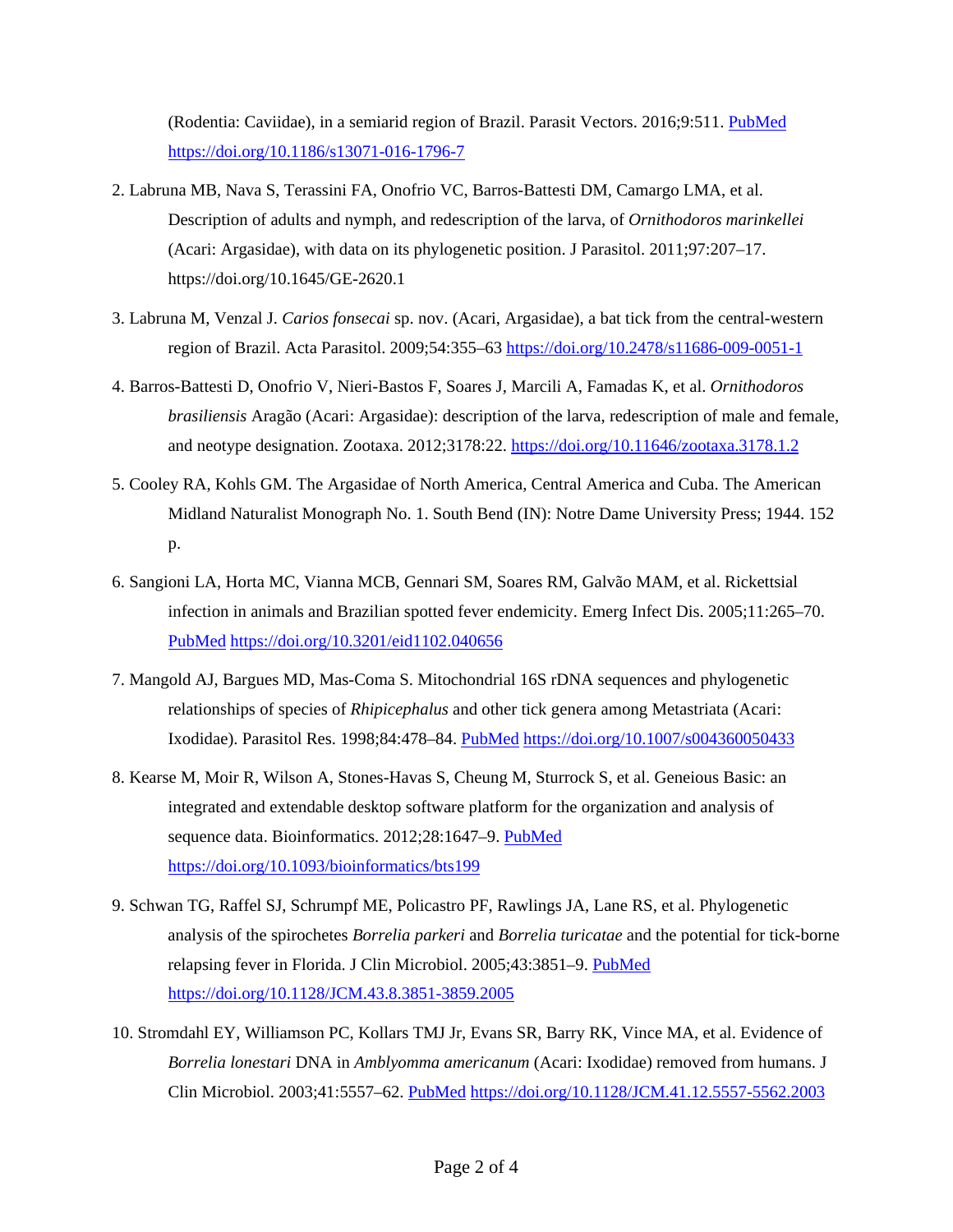(Rodentia: Caviidae), in a semiarid region of Brazil. Parasit Vectors. 2016;9:511. PubMed https://doi.org/10.1186/s13071-016-1796-7

2. Labruna MB, Nava S, Terassini FA, Onofrio VC, Barros-Battesti DM, Camargo LMA, et al. Description of adults and nymph, and redescription of the larva, of *Ornithodoros marinkellei* (Acari: Argasidae), with data on its phylogenetic position. J Parasitol. 2011;97:207–17. https://doi.org/10.1645/GE-2620.1

3. Labruna M, Venzal J. *Carios fonsecai* sp. nov. (Acari, Argasidae), a bat tick from the central-western region of Brazil. Acta Parasitol. 2009;54:355–63 https://doi.org/10.2478/s11686-009-0051-1

4. Barros-Battesti D, Onofrio V, Nieri-Bastos F, Soares J, Marcili A, Famadas K, et al. *Ornithodoros brasiliensis* Aragão (Acari: Argasidae): description of the larva, redescription of male and female, and neotype designation. Zootaxa. 2012;3178:22. https://doi.org/10.11646/zootaxa.3178.1.2

5. Cooley RA, Kohls GM. The Argasidae of North America, Central America and Cuba. The American Midland Naturalist Monograph No. 1. South Bend (IN): Notre Dame University Press; 1944. 152 p.

6. Sangioni LA, Horta MC, Vianna MCB, Gennari SM, Soares RM, Galvão MAM, et al. Rickettsial infection in animals and Brazilian spotted fever endemicity. Emerg Infect Dis. 2005;11:265–70. PubMed https://doi.org/10.3201/eid1102.040656

7. Mangold AJ, Bargues MD, Mas-Coma S. Mitochondrial 16S rDNA sequences and phylogenetic relationships of species of *Rhipicephalus* and other tick genera among Metastriata (Acari: Ixodidae). Parasitol Res. 1998;84:478–84. PubMed https://doi.org/10.1007/s004360050433

8. Kearse M, Moir R, Wilson A, Stones-Havas S, Cheung M, Sturrock S, et al. Geneious Basic: an integrated and extendable desktop software platform for the organization and analysis of sequence data. Bioinformatics. 2012;28:1647–9. PubMed https://doi.org/10.1093/bioinformatics/bts199

9. Schwan TG, Raffel SJ, Schrumpf ME, Policastro PF, Rawlings JA, Lane RS, et al. Phylogenetic analysis of the spirochetes *Borrelia parkeri* and *Borrelia turicatae* and the potential for tick-borne relapsing fever in Florida. J Clin Microbiol. 2005;43:3851–9. PubMed https://doi.org/10.1128/JCM.43.8.3851-3859.2005

10. Stromdahl EY, Williamson PC, Kollars TMJ Jr, Evans SR, Barry RK, Vince MA, et al. Evidence of *Borrelia lonestari* DNA in *Amblyomma americanum* (Acari: Ixodidae) removed from humans. J Clin Microbiol. 2003;41:5557–62. PubMed https://doi.org/10.1128/JCM.41.12.5557-5562.2003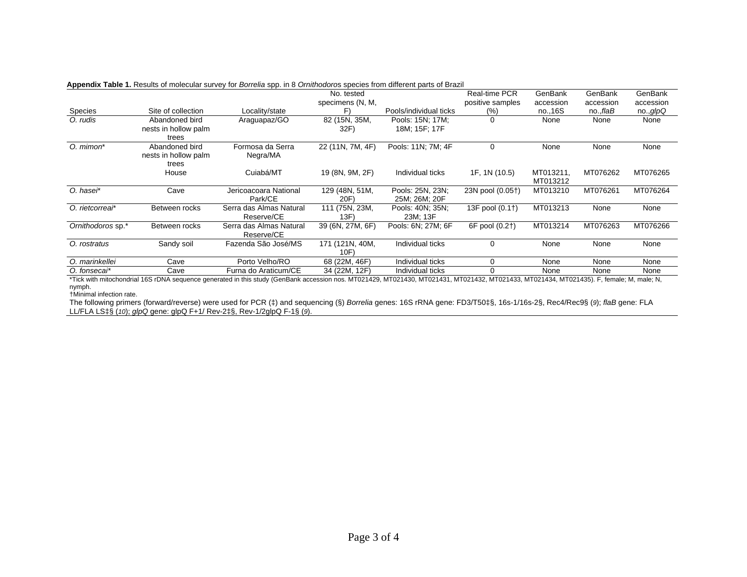**Appendix Table 1.** Results of molecular survey for *Borrelia* spp. in 8 *Ornithodoros* species from different parts of Brazil

| Species | Site of collection | Locality/state | No. tested specimens (N, M, F) | Pools/individual ticks | Real-time PCR positive samples (%) | GenBank accession no.,16S | GenBank accession no.,*flaB* | GenBank accession no.,*glpQ* |
|---|---|---|---|---|---|---|---|---|
| *O. rudis* | Abandoned bird nests in hollow palm trees | Araguapaz/GO | 82 (15N, 35M, 32F) | Pools: 15N; 17M; 18M; 15F; 17F | 0 | None | None | None |
| *O. mimon** | Abandoned bird nests in hollow palm trees | Formosa da Serra Negra/MA | 22 (11N, 7M, 4F) | Pools: 11N; 7M; 4F | 0 | None | None | None |
| | House | Cuiabá/MT | 19 (8N, 9M, 2F) | Individual ticks | 1F, 1N (10.5) | MT013211, MT013212 | MT076262 | MT076265 |
| *O. hasei** | Cave | Jericoacoara National Park/CE | 129 (48N, 51M, 20F) | Pools: 25N, 23N; 25M; 26M; 20F | 23N pool (0.05†) | MT013210 | MT076261 | MT076264 |
| *O. rietcorreai** | Between rocks | Serra das Almas Natural Reserve/CE | 111 (75N, 23M, 13F) | Pools: 40N; 35N; 23M; 13F | 13F pool (0.1†) | MT013213 | None | None |
| *Ornithodoros* sp.* | Between rocks | Serra das Almas Natural Reserve/CE | 39 (6N, 27M, 6F) | Pools: 6N; 27M; 6F | 6F pool (0.2†) | MT013214 | MT076263 | MT076266 |
| *O. rostratus* | Sandy soil | Fazenda São José/MS | 171 (121N, 40M, 10F) | Individual ticks | 0 | None | None | None |
| *O. marinkellei* | Cave | Porto Velho/RO | 68 (22M, 46F) | Individual ticks | 0 | None | None | None |
| *O. fonsecai** | Cave | Furna do Araticum/CE | 34 (22M, 12F) | Individual ticks | 0 | None | None | None |

*Tick with mitochondrial 16S rDNA sequence generated in this study (GenBank accession nos. MT021429, MT021430, MT021431, MT021432, MT021433, MT021434, MT021435). F, female; M, male; N, nymph.

†Minimal infection rate.

The following primers (forward/reverse) were used for PCR (‡) and sequencing (§) *Borrelia* genes: 16S rRNA gene: FD3/T50‡§, 16s-1/16s-2§, Rec4/Rec9§ (*9*); *flaB* gene: FLA LL/FLA LS‡§ (*10*); *glpQ* gene: glpQ F+1/ Rev-2‡§, Rev-1/2glpQ F-1§ (*9*).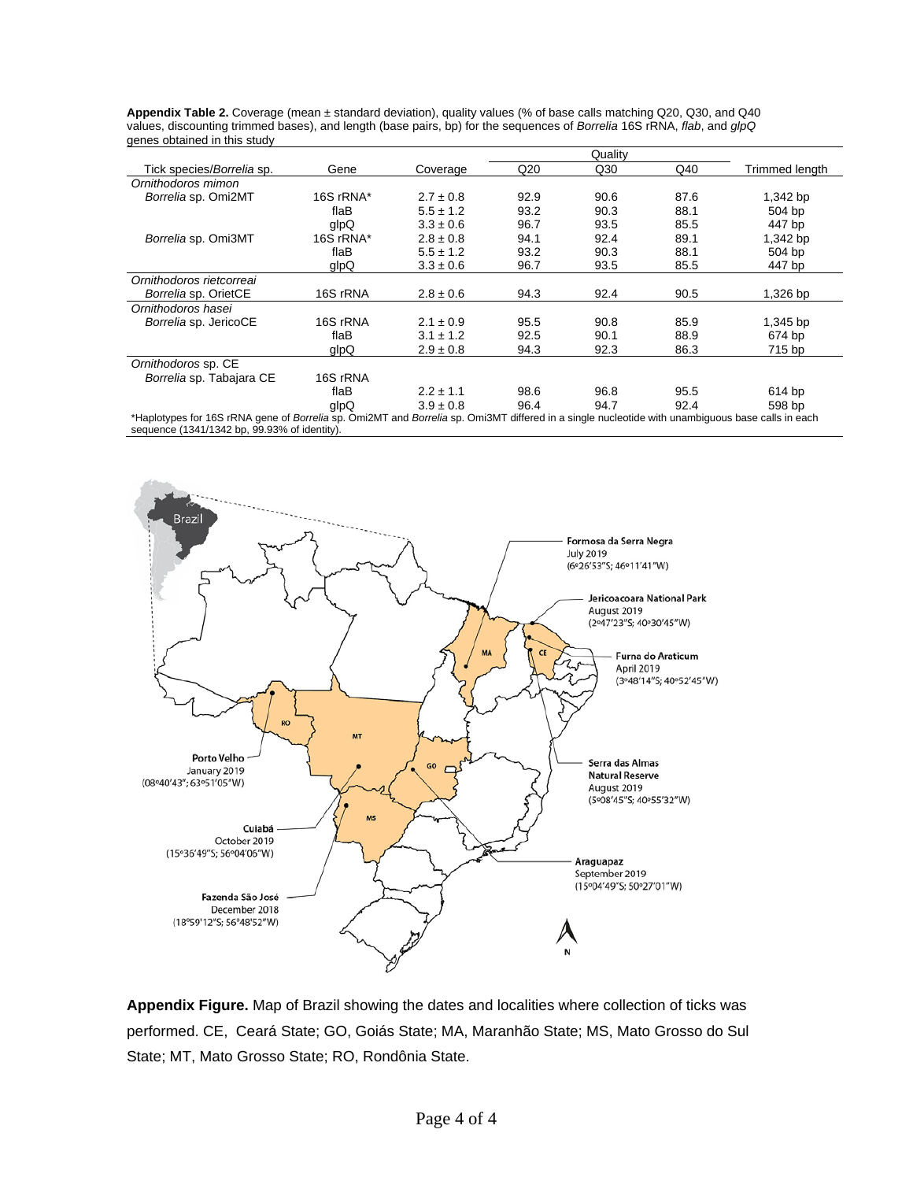**Appendix Table 2.** Coverage (mean ± standard deviation), quality values (% of base calls matching Q20, Q30, and Q40 values, discounting trimmed bases), and length (base pairs, bp) for the sequences of *Borrelia* 16S rRNA, *flab*, and *glpQ* genes obtained in this study

| Tick species/*Borrelia* sp. | Gene | Coverage | Quality | | | Trimmed length |
|---|---|---|---|---|---|---|
| | | | Q20 | Q30 | Q40 | |
| *Ornithodoros mimon* | | | | | | |
| *Borrelia* sp. Omi2MT | 16S rRNA* | 2.7 ± 0.8 | 92.9 | 90.6 | 87.6 | 1,342 bp |
| | flaB | 5.5 ± 1.2 | 93.2 | 90.3 | 88.1 | 504 bp |
| | glpQ | 3.3 ± 0.6 | 96.7 | 93.5 | 85.5 | 447 bp |
| *Borrelia* sp. Omi3MT | 16S rRNA* | 2.8 ± 0.8 | 94.1 | 92.4 | 89.1 | 1,342 bp |
| | flaB | 5.5 ± 1.2 | 93.2 | 90.3 | 88.1 | 504 bp |
| | glpQ | 3.3 ± 0.6 | 96.7 | 93.5 | 85.5 | 447 bp |
| *Ornithodoros rietcorreai* | | | | | | |
| *Borrelia* sp. OrietCE | 16S rRNA | 2.8 ± 0.6 | 94.3 | 92.4 | 90.5 | 1,326 bp |
| *Ornithodoros hasei* | | | | | | |
| *Borrelia* sp. JericoCE | 16S rRNA | 2.1 ± 0.9 | 95.5 | 90.8 | 85.9 | 1,345 bp |
| | flaB | 3.1 ± 1.2 | 92.5 | 90.1 | 88.9 | 674 bp |
| | glpQ | 2.9 ± 0.8 | 94.3 | 92.3 | 86.3 | 715 bp |
| *Ornithodoros* sp. CE | | | | | | |
| *Borrelia* sp. Tabajara CE | 16S rRNA | | | | | |
| | flaB | 2.2 ± 1.1 | 98.6 | 96.8 | 95.5 | 614 bp |
| | glpQ | 3.9 ± 0.8 | 96.4 | 94.7 | 92.4 | 598 bp |

*Haplotypes for 16S rRNA gene of *Borrelia* sp. Omi2MT and *Borrelia* sp. Omi3MT differed in a single nucleotide with unambiguous base calls in each sequence (1341/1342 bp, 99.93% of identity).

Brazil

Formosa da Serra Negra
July 2019
(6°26′53″S; 46°11′41″W)

Jericoacoara National Park
August 2019
(2°47′23″S; 40°30′45″W)

Furna do Araticum
April 2019
(3°48′14″S; 40°52′45″W)

Serra das Almas
Natural Reserve
August 2019
(5°08′45″S; 40°55′32″W)

Araguapaz
September 2019
(15°04′49″S; 50°27′01″W)

Porto Velho
January 2019
(08°40′43″; 63°51′05″W)

Cuiabá
October 2019
(15°36′49″S; 56°04′06″W)

Fazenda São José
December 2018
(18°59′12″S; 56°48′52″W)

MA
CE
RO
MT
GO
MS
N

**Appendix Figure.** Map of Brazil showing the dates and localities where collection of ticks was performed. CE, Ceará State; GO, Goiás State; MA, Maranhão State; MS, Mato Grosso do Sul State; MT, Mato Grosso State; RO, Rondônia State.